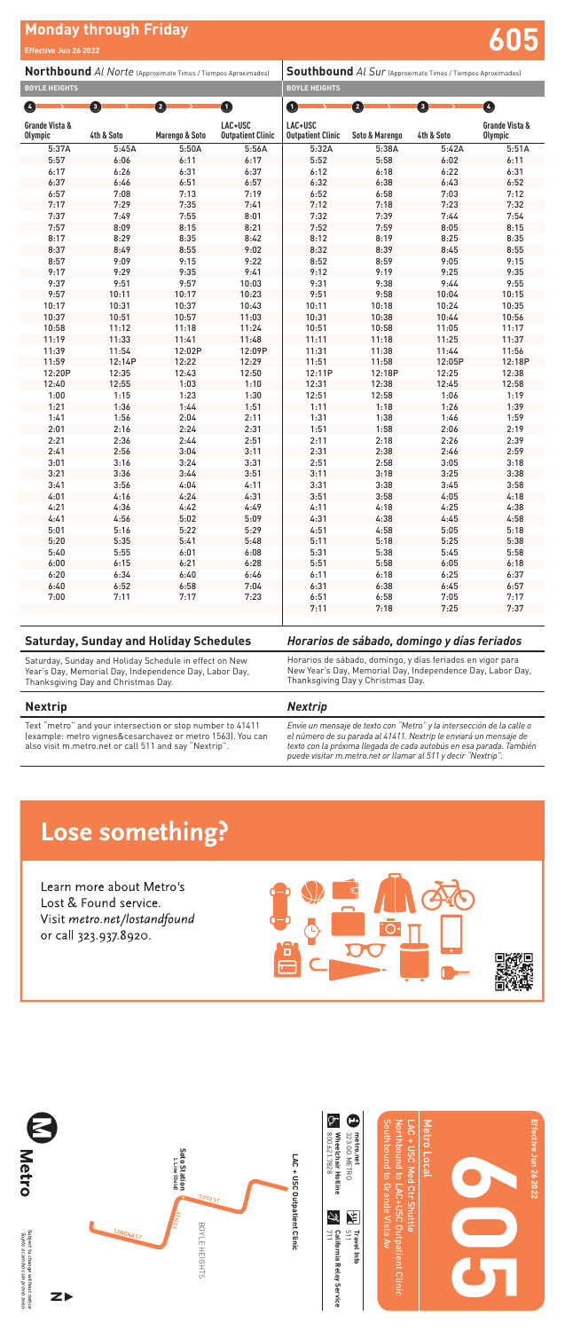# Monday through Friday

**Effective Jun 26 2022**

# 605

**Northbound** *Al Norte* (Approximate Times / Tiempos Aproximados) — BOYLE HEIGHTS

| 4 Grande Vista & Olympic | 3 4th & Soto | 2 Marengo & Soto | 1 LAC+USC Outpatient Clinic |
|---|---|---|---|
| 5:37A | 5:45A | 5:50A | 5:56A |
| 5:57 | 6:06 | 6:11 | 6:17 |
| 6:17 | 6:26 | 6:31 | 6:37 |
| 6:37 | 6:46 | 6:51 | 6:57 |
| 6:57 | 7:08 | 7:13 | 7:19 |
| 7:17 | 7:29 | 7:35 | 7:41 |
| 7:37 | 7:49 | 7:55 | 8:01 |
| 7:57 | 8:09 | 8:15 | 8:21 |
| 8:17 | 8:29 | 8:35 | 8:42 |
| 8:37 | 8:49 | 8:55 | 9:02 |
| 8:57 | 9:09 | 9:15 | 9:22 |
| 9:17 | 9:29 | 9:35 | 9:41 |
| 9:37 | 9:51 | 9:57 | 10:03 |
| 9:57 | 10:11 | 10:17 | 10:23 |
| 10:17 | 10:31 | 10:37 | 10:43 |
| 10:37 | 10:51 | 10:57 | 11:03 |
| 10:58 | 11:12 | 11:18 | 11:24 |
| 11:19 | 11:33 | 11:41 | 11:48 |
| 11:39 | 11:54 | 12:02P | 12:09P |
| 11:59 | 12:14P | 12:22 | 12:29 |
| 12:20P | 12:35 | 12:43 | 12:50 |
| 12:40 | 12:55 | 1:03 | 1:10 |
| 1:00 | 1:15 | 1:23 | 1:30 |
| 1:21 | 1:36 | 1:44 | 1:51 |
| 1:41 | 1:56 | 2:04 | 2:11 |
| 2:01 | 2:16 | 2:24 | 2:31 |
| 2:21 | 2:36 | 2:44 | 2:51 |
| 2:41 | 2:56 | 3:04 | 3:11 |
| 3:01 | 3:16 | 3:24 | 3:31 |
| 3:21 | 3:36 | 3:44 | 3:51 |
| 3:41 | 3:56 | 4:04 | 4:11 |
| 4:01 | 4:16 | 4:24 | 4:31 |
| 4:21 | 4:36 | 4:42 | 4:49 |
| 4:41 | 4:56 | 5:02 | 5:09 |
| 5:01 | 5:16 | 5:22 | 5:29 |
| 5:20 | 5:35 | 5:41 | 5:48 |
| 5:40 | 5:55 | 6:01 | 6:08 |
| 6:00 | 6:15 | 6:21 | 6:28 |
| 6:20 | 6:34 | 6:40 | 6:46 |
| 6:40 | 6:52 | 6:58 | 7:04 |
| 7:00 | 7:11 | 7:17 | 7:23 |

**Southbound** *Al Sur* (Approximate Times / Tiempos Aproximados) — BOYLE HEIGHTS

| 1 LAC+USC Outpatient Clinic | 2 Soto & Marengo | 3 4th & Soto | 4 Grande Vista & Olympic |
|---|---|---|---|
| 5:32A | 5:38A | 5:42A | 5:51A |
| 5:52 | 5:58 | 6:02 | 6:11 |
| 6:12 | 6:18 | 6:22 | 6:31 |
| 6:32 | 6:38 | 6:43 | 6:52 |
| 6:52 | 6:58 | 7:03 | 7:12 |
| 7:12 | 7:18 | 7:23 | 7:32 |
| 7:32 | 7:39 | 7:44 | 7:54 |
| 7:52 | 7:59 | 8:05 | 8:15 |
| 8:12 | 8:19 | 8:25 | 8:35 |
| 8:32 | 8:39 | 8:45 | 8:55 |
| 8:52 | 8:59 | 9:05 | 9:15 |
| 9:12 | 9:19 | 9:25 | 9:35 |
| 9:31 | 9:38 | 9:44 | 9:55 |
| 9:51 | 9:58 | 10:04 | 10:15 |
| 10:11 | 10:18 | 10:24 | 10:35 |
| 10:31 | 10:38 | 10:44 | 10:56 |
| 10:51 | 10:58 | 11:05 | 11:17 |
| 11:11 | 11:18 | 11:25 | 11:37 |
| 11:31 | 11:38 | 11:44 | 11:56 |
| 11:51 | 11:58 | 12:05P | 12:18P |
| 12:11P | 12:18P | 12:25 | 12:38 |
| 12:31 | 12:38 | 12:45 | 12:58 |
| 12:51 | 12:58 | 1:06 | 1:19 |
| 1:11 | 1:18 | 1:26 | 1:39 |
| 1:31 | 1:38 | 1:46 | 1:59 |
| 1:51 | 1:58 | 2:06 | 2:19 |
| 2:11 | 2:18 | 2:26 | 2:39 |
| 2:31 | 2:38 | 2:46 | 2:59 |
| 2:51 | 2:58 | 3:05 | 3:18 |
| 3:11 | 3:18 | 3:25 | 3:38 |
| 3:31 | 3:38 | 3:45 | 3:58 |
| 3:51 | 3:58 | 4:05 | 4:18 |
| 4:11 | 4:18 | 4:25 | 4:38 |
| 4:31 | 4:38 | 4:45 | 4:58 |
| 4:51 | 4:58 | 5:05 | 5:18 |
| 5:11 | 5:18 | 5:25 | 5:38 |
| 5:31 | 5:38 | 5:45 | 5:58 |
| 5:51 | 5:58 | 6:05 | 6:18 |
| 6:11 | 6:18 | 6:25 | 6:37 |
| 6:31 | 6:38 | 6:45 | 6:57 |
| 6:51 | 6:58 | 7:05 | 7:17 |
| 7:11 | 7:18 | 7:25 | 7:37 |

## Saturday, Sunday and Holiday Schedules

Saturday, Sunday and Holiday Schedule in effect on New Year's Day, Memorial Day, Independence Day, Labor Day, Thanksgiving Day and Christmas Day.

## *Horarios de sábado, domingo y días feriados*

*Horarios de sábado, domingo, y días feriados en vigor para New Year's Day, Memorial Day, Independence Day, Labor Day, Thanksgiving Day y Christmas Day.*

## Nextrip

Text "metro" and your intersection or stop number to 41411 (example: metro vignes&cesarchavez or metro 1563). You can also visit m.metro.net or call 511 and say "Nextrip".

## *Nextrip*

*Envíe un mensaje de texto con "Metro" y la intersección de la calle o el número de su parada al 41411. Nextrip le enviará un mensaje de texto con la próxima llegada de cada autobús en esa parada. También puede visitar m.metro.net or llamar al 511 y decir "Nextrip".*

# Lose something?

Learn more about Metro's Lost & Found service. Visit *metro.net/lostandfound* or call 323.937.8920.

LAC + USC Outpatient Clinic

Soto Station L Line (Gold)

SOTO ST

4TH ST

LORENA ST

BOYLE HEIGHTS

Metro

Subject to change without notice
*Sujeto a cambios sin previo aviso*

metro.net
323.GO.METRO

Wheelchair Hotline
800.621.7828

Travel Info
511

California Relay Service
711

Metro Local

LAC + USC Med Ctr Shuttle
Northbound to LAC+USC Outpatient Clinic
Southbound to Grande Vista Av

605

Effective Jun 26 2022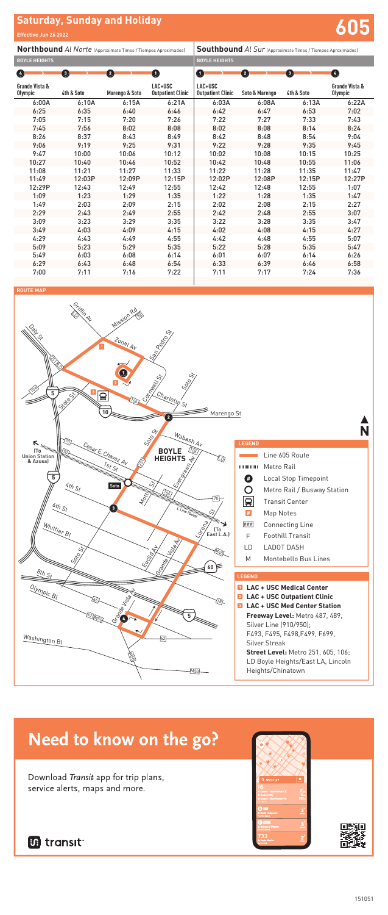# Saturday, Sunday and Holiday

**Effective Jun 26 2022**

# 605

## Northbound *Al Norte* (Approximate Times / Tiempos Aproximados)

BOYLE HEIGHTS

| 4 Grande Vista & Olympic | 3 4th & Soto | 2 Marengo & Soto | 1 LAC+USC Outpatient Clinic |
|---|---|---|---|
| 6:00A | 6:10A | 6:15A | 6:21A |
| 6:25 | 6:35 | 6:40 | 6:46 |
| 7:05 | 7:15 | 7:20 | 7:26 |
| 7:45 | 7:56 | 8:02 | 8:08 |
| 8:26 | 8:37 | 8:43 | 8:49 |
| 9:06 | 9:19 | 9:25 | 9:31 |
| 9:47 | 10:00 | 10:06 | 10:12 |
| 10:27 | 10:40 | 10:46 | 10:52 |
| 11:08 | 11:21 | 11:27 | 11:33 |
| 11:49 | 12:03P | 12:09P | 12:15P |
| 12:29P | 12:43 | 12:49 | 12:55 |
| 1:09 | 1:23 | 1:29 | 1:35 |
| 1:49 | 2:03 | 2:09 | 2:15 |
| 2:29 | 2:43 | 2:49 | 2:55 |
| 3:09 | 3:23 | 3:29 | 3:35 |
| 3:49 | 4:03 | 4:09 | 4:15 |
| 4:29 | 4:43 | 4:49 | 4:55 |
| 5:09 | 5:23 | 5:29 | 5:35 |
| 5:49 | 6:03 | 6:08 | 6:14 |
| 6:29 | 6:43 | 6:48 | 6:54 |
| 7:00 | 7:11 | 7:16 | 7:22 |

## Southbound *Al Sur* (Approximate Times / Tiempos Aproximados)

BOYLE HEIGHTS

| 1 LAC+USC Outpatient Clinic | 2 Soto & Marengo | 3 4th & Soto | 4 Grande Vista & Olympic |
|---|---|---|---|
| 6:03A | 6:08A | 6:13A | 6:22A |
| 6:42 | 6:47 | 6:53 | 7:02 |
| 7:22 | 7:27 | 7:33 | 7:43 |
| 8:02 | 8:08 | 8:14 | 8:24 |
| 8:42 | 8:48 | 8:54 | 9:04 |
| 9:22 | 9:28 | 9:35 | 9:45 |
| 10:02 | 10:08 | 10:15 | 10:25 |
| 10:42 | 10:48 | 10:55 | 11:06 |
| 11:22 | 11:28 | 11:35 | 11:47 |
| 12:02P | 12:08P | 12:15P | 12:27P |
| 12:42 | 12:48 | 12:55 | 1:07 |
| 1:22 | 1:28 | 1:35 | 1:47 |
| 2:02 | 2:08 | 2:15 | 2:27 |
| 2:42 | 2:48 | 2:55 | 3:07 |
| 3:22 | 3:28 | 3:35 | 3:47 |
| 4:02 | 4:08 | 4:15 | 4:27 |
| 4:42 | 4:48 | 4:55 | 5:07 |
| 5:22 | 5:28 | 5:35 | 5:47 |
| 6:01 | 6:07 | 6:14 | 6:26 |
| 6:33 | 6:39 | 6:46 | 6:58 |
| 7:11 | 7:17 | 7:24 | 7:36 |

## ROUTE MAP

Griffin Av, Mission Rd, Daly St, Zonal Av, San Pedro St, Soto St, Cornwell St, Charlotte St, State St, Marengo St, Wabash Av, BOYLE HEIGHTS, Cesar E Chavez Av, 1st St, (To Union Station & Azusa), Soto, Evergreen Av, Mott St, 4th St, 6th St, Lorena St, (To East L.A.), L Line (Gold), Whittier Bl, Euclid Av, Grande Vista Av, Soto St, 8th St, Olympic Bl, Washington Bl

N

**LEGEND**

- Line 605 Route
- Metro Rail
- Local Stop Timepoint
- Metro Rail / Busway Station
- Transit Center
- Map Notes
- ### Connecting Line
- F Foothill Transit
- LD LADOT DASH
- M Montebello Bus Lines

**LEGEND**

1. **LAC + USC Medical Center**
2. **LAC + USC Outpatient Clinic**
3. **LAC + USC Med Center Station**
   **Freeway Level:** Metro 487, 489, Silver Line (910/950); F493, F495, F498,F499, F699, Silver Streak
   **Street Level:** Metro 251, 605, 106; LD Boyle Heights/East LA, Lincoln Heights/Chinatown

# Need to know on the go?

Download *Transit* app for trip plans, service alerts, maps and more.

transit

151051